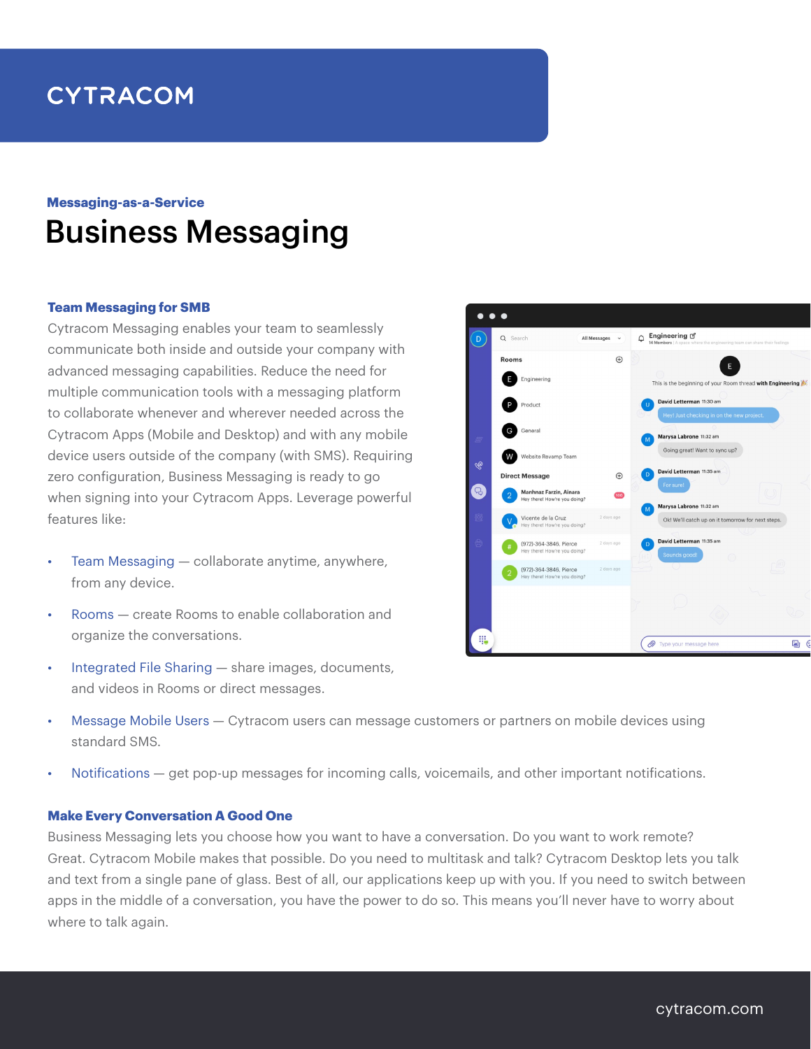CYTRACOM

Messaging-as-a-Service

# Business Messaging

### Team Messaging for SMB

Cytracom Messaging enables your team to seamlessly communicate both inside and outside your company with advanced messaging capabilities. Reduce the need for multiple communication tools with a messaging platform to collaborate whenever and wherever needed across the Cytracom Apps (Mobile and Desktop) and with any mobile device users outside of the company (with SMS). Requiring zero configuration, Business Messaging is ready to go when signing into your Cytracom Apps. Leverage powerful features like:

- Team Messaging — collaborate anytime, anywhere, from any device.
- Rooms — create Rooms to enable collaboration and organize the conversations.
- Integrated File Sharing — share images, documents, and videos in Rooms or direct messages.
- Message Mobile Users — Cytracom users can message customers or partners on mobile devices using standard SMS.
- Notifications — get pop-up messages for incoming calls, voicemails, and other important notifications.

### Make Every Conversation A Good One

Business Messaging lets you choose how you want to have a conversation. Do you want to work remote? Great. Cytracom Mobile makes that possible. Do you need to multitask and talk? Cytracom Desktop lets you talk and text from a single pane of glass. Best of all, our applications keep up with you. If you need to switch between apps in the middle of a conversation, you have the power to do so. This means you'll never have to worry about where to talk again.

cytracom.com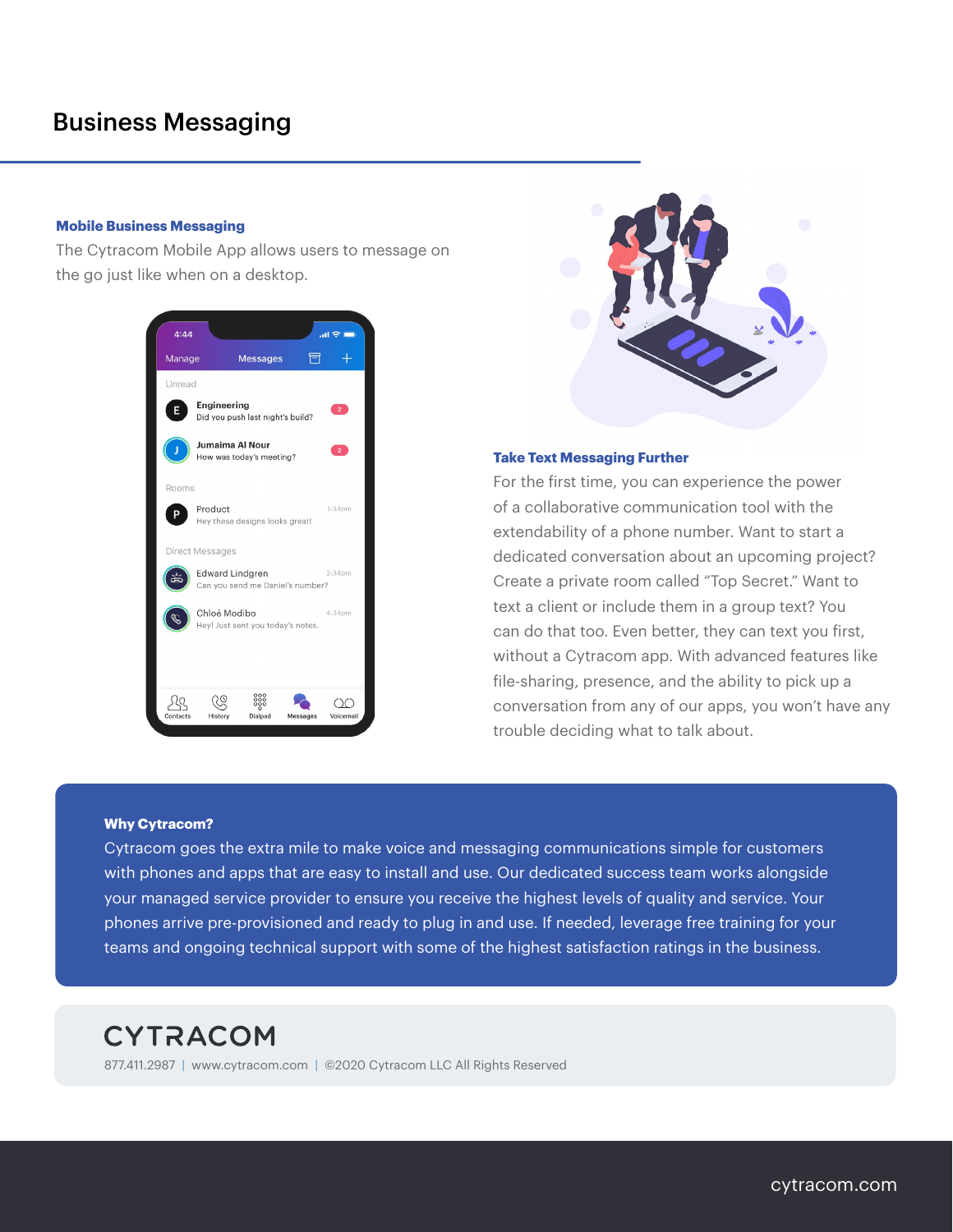# Business Messaging

### Mobile Business Messaging

The Cytracom Mobile App allows users to message on the go just like when on a desktop.

### Take Text Messaging Further

For the first time, you can experience the power of a collaborative communication tool with the extendability of a phone number. Want to start a dedicated conversation about an upcoming project? Create a private room called "Top Secret." Want to text a client or include them in a group text? You can do that too. Even better, they can text you first, without a Cytracom app. With advanced features like file-sharing, presence, and the ability to pick up a conversation from any of our apps, you won't have any trouble deciding what to talk about.

**Why Cytracom?**

Cytracom goes the extra mile to make voice and messaging communications simple for customers with phones and apps that are easy to install and use. Our dedicated success team works alongside your managed service provider to ensure you receive the highest levels of quality and service. Your phones arrive pre-provisioned and ready to plug in and use. If needed, leverage free training for your teams and ongoing technical support with some of the highest satisfaction ratings in the business.

CYTRACOM

877.411.2987 | www.cytracom.com | ©2020 Cytracom LLC All Rights Reserved

cytracom.com